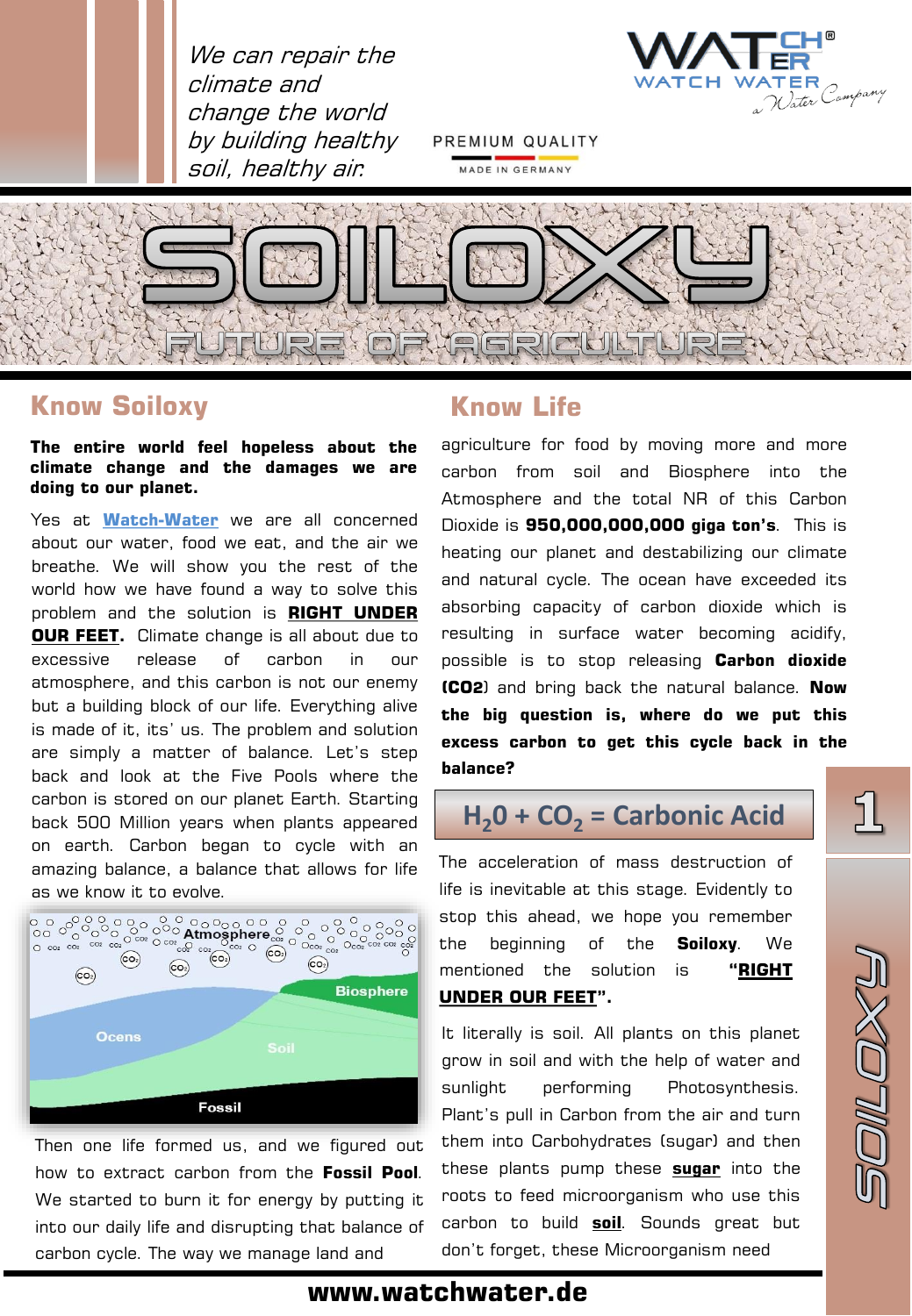*We can repair the climate and change the world by building healthy soil, healthy air.*

WATCH WATER® a Water Company

PREMIUM QUALITY
MADE IN GERMANY

# SOILOXY

## FUTURE OF AGRICULTURE

## Know Soiloxy

**The entire world feel hopeless about the climate change and the damages we are doing to our planet.**

Yes at **Watch-Water** we are all concerned about our water, food we eat, and the air we breathe. We will show you the rest of the world how we have found a way to solve this problem and the solution is **RIGHT UNDER OUR FEET.** Climate change is all about due to excessive release of carbon in our atmosphere, and this carbon is not our enemy but a building block of our life. Everything alive is made of it, its' us. The problem and solution are simply a matter of balance. Let's step back and look at the Five Pools where the carbon is stored on our planet Earth. Starting back 500 Million years when plants appeared on earth. Carbon began to cycle with an amazing balance, a balance that allows for life as we know it to evolve.

Then one life formed us, and we figured out how to extract carbon from the **Fossil Pool**. We started to burn it for energy by putting it into our daily life and disrupting that balance of carbon cycle. The way we manage land and

## Know Life

agriculture for food by moving more and more carbon from soil and Biosphere into the Atmosphere and the total NR of this Carbon Dioxide is **950,000,000,000 giga ton's**. This is heating our planet and destabilizing our climate and natural cycle. The ocean have exceeded its absorbing capacity of carbon dioxide which is resulting in surface water becoming acidify, possible is to stop releasing **Carbon dioxide ($CO_2$)** and bring back the natural balance. **Now the big question is, where do we put this excess carbon to get this cycle back in the balance?**

### $H_20 + CO_2$ = Carbonic Acid

The acceleration of mass destruction of life is inevitable at this stage. Evidently to stop this ahead, we hope you remember the beginning of the **Soiloxy**. We mentioned the solution is **"RIGHT UNDER OUR FEET".**

It literally is soil. All plants on this planet grow in soil and with the help of water and sunlight performing Photosynthesis. Plant's pull in Carbon from the air and turn them into Carbohydrates (sugar) and then these plants pump these **sugar** into the roots to feed microorganism who use this carbon to build **soil**. Sounds great but don't forget, these Microorganism need

www.watchwater.de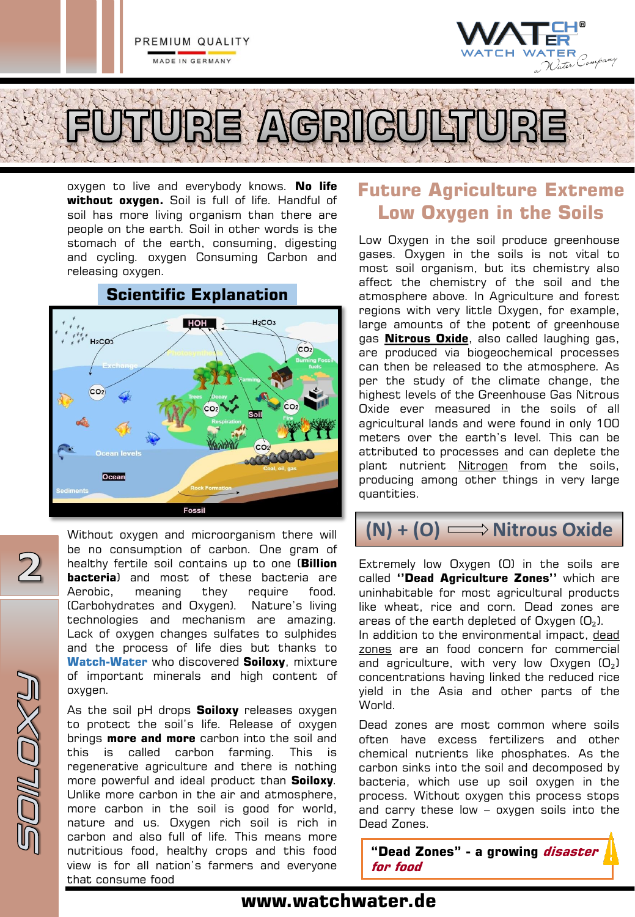# FUTURE AGRICULTURE

oxygen to live and everybody knows. **No life without oxygen.** Soil is full of life. Handful of soil has more living organism than there are people on the earth. Soil in other words is the stomach of the earth, consuming, digesting and cycling. oxygen Consuming Carbon and releasing oxygen.

## Scientific Explanation

Without oxygen and microorganism there will be no consumption of carbon. One gram of healthy fertile soil contains up to one (**Billion bacteria**) and most of these bacteria are Aerobic, meaning they require food. (Carbohydrates and Oxygen). Nature's living technologies and mechanism are amazing. Lack of oxygen changes sulfates to sulphides and the process of life dies but thanks to **Watch-Water** who discovered **Soiloxy**, mixture of important minerals and high content of oxygen.

As the soil pH drops **Soiloxy** releases oxygen to protect the soil's life. Release of oxygen brings **more and more** carbon into the soil and this is called carbon farming. This is regenerative agriculture and there is nothing more powerful and ideal product than **Soiloxy**. Unlike more carbon in the air and atmosphere, more carbon in the soil is good for world, nature and us. Oxygen rich soil is rich in carbon and also full of life. This means more nutritious food, healthy crops and this food view is for all nation's farmers and everyone that consume food

## Future Agriculture Extreme Low Oxygen in the Soils

Low Oxygen in the soil produce greenhouse gases. Oxygen in the soils is not vital to most soil organism, but its chemistry also affect the chemistry of the soil and the atmosphere above. In Agriculture and forest regions with very little Oxygen, for example, large amounts of the potent of greenhouse gas **Nitrous Oxide**, also called laughing gas, are produced via biogeochemical processes can then be released to the atmosphere. As per the study of the climate change, the highest levels of the Greenhouse Gas Nitrous Oxide ever measured in the soils of all agricultural lands and were found in only 100 meters over the earth's level. This can be attributed to processes and can deplete the plant nutrient Nitrogen from the soils, producing among other things in very large quantities.

**(N) + (O) ⟹ Nitrous Oxide**

Extremely low Oxygen (O) in the soils are called **"Dead Agriculture Zones"** which are uninhabitable for most agricultural products like wheat, rice and corn. Dead zones are areas of the earth depleted of Oxygen ($O_2$).
In addition to the environmental impact, dead zones are an food concern for commercial and agriculture, with very low Oxygen ($O_2$) concentrations having linked the reduced rice yield in the Asia and other parts of the World.

Dead zones are most common where soils often have excess fertilizers and other chemical nutrients like phosphates. As the carbon sinks into the soil and decomposed by bacteria, which use up soil oxygen in the process. Without oxygen this process stops and carry these low – oxygen soils into the Dead Zones.

**"Dead Zones" - a growing *disaster for food***

www.watchwater.de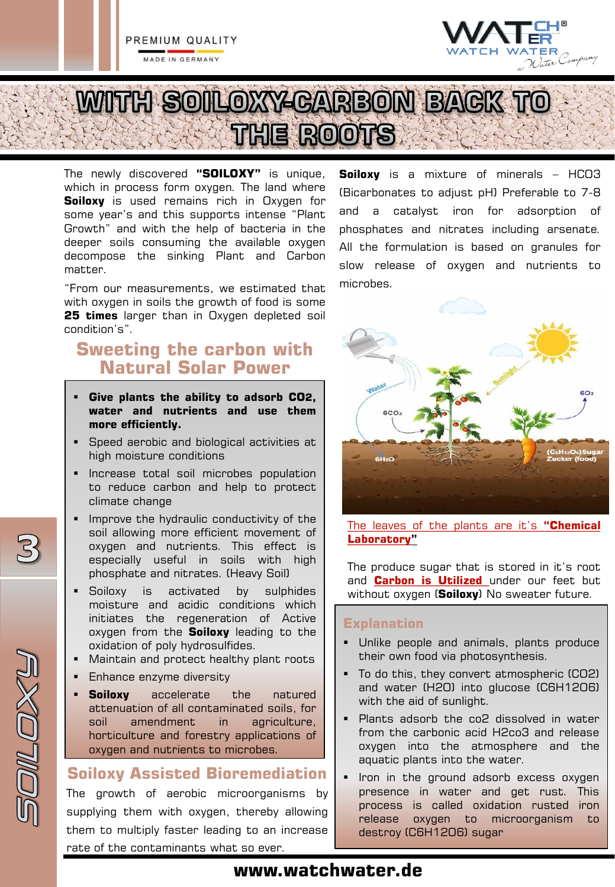# WITH SOILOXY-CARBON BACK TO THE ROOTS

The newly discovered **"SOILOXY"** is unique, which in process form oxygen. The land where **Soiloxy** is used remains rich in Oxygen for some year's and this supports intense "Plant Growth" and with the help of bacteria in the deeper soils consuming the available oxygen decompose the sinking Plant and Carbon matter.

"From our measurements, we estimated that with oxygen in soils the growth of food is some **25 times** larger than in Oxygen depleted soil condition's".

## Sweeting the carbon with Natural Solar Power

- **Give plants the ability to adsorb CO2, water and nutrients and use them more efficiently.**
- Speed aerobic and biological activities at high moisture conditions
- Increase total soil microbes population to reduce carbon and help to protect climate change
- Improve the hydraulic conductivity of the soil allowing more efficient movement of oxygen and nutrients. This effect is especially useful in soils with high phosphate and nitrates. (Heavy Soil)
- Soiloxy is activated by sulphides moisture and acidic conditions which initiates the regeneration of Active oxygen from the **Soiloxy** leading to the oxidation of poly hydrosulfides.
- Maintain and protect healthy plant roots
- Enhance enzyme diversity
- **Soiloxy** accelerate the natured attenuation of all contaminated soils, for soil amendment in agriculture, horticulture and forestry applications of oxygen and nutrients to microbes.

## Soiloxy Assisted Bioremediation

The growth of aerobic microorganisms by supplying them with oxygen, thereby allowing them to multiply faster leading to an increase rate of the contaminants what so ever.

**Soiloxy** is a mixture of minerals – HCO3 (Bicarbonates to adjust pH) Preferable to 7-8 and a catalyst iron for adsorption of phosphates and nitrates including arsenate. All the formulation is based on granules for slow release of oxygen and nutrients to microbes.

Water
Sunlight
6CO₂
6O₂
6H₂O
(C₆H₁₂O₆) Sugar
Zucker (food)

The leaves of the plants are it's **"Chemical Laboratory"**

The produce sugar that is stored in it's root and **Carbon is Utilized** under our feet but without oxygen (**Soiloxy**) No sweater future.

### Explanation

- Unlike people and animals, plants produce their own food via photosynthesis.
- To do this, they convert atmospheric (CO2) and water (H2O) into glucose (C6H12O6) with the aid of sunlight.
- Plants adsorb the co2 dissolved in water from the carbonic acid H2co3 and release oxygen into the atmosphere and the aquatic plants into the water.
- Iron in the ground adsorb excess oxygen presence in water and get rust. This process is called oxidation rusted iron release oxygen to microorganism to destroy (C6H12O6) sugar

www.watchwater.de